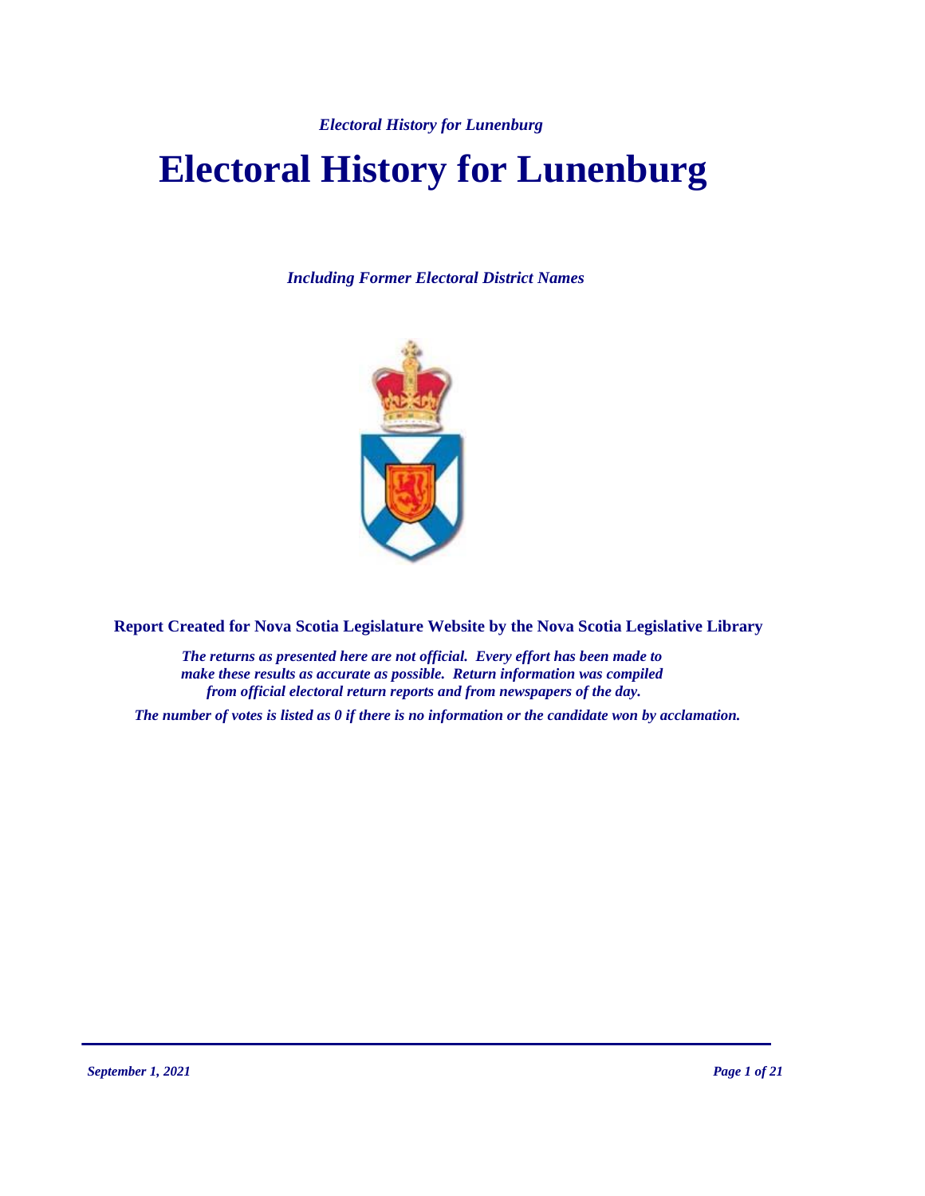# Electoral History for Lunenburg

*Including Former Electoral District Names*

**Report Created for Nova Scotia Legislature Website by the Nova Scotia Legislative Library**

***The returns as presented here are not official. Every effort has been made to make these results as accurate as possible. Return information was compiled from official electoral return reports and from newspapers of the day.***

***The number of votes is listed as 0 if there is no information or the candidate won by acclamation.***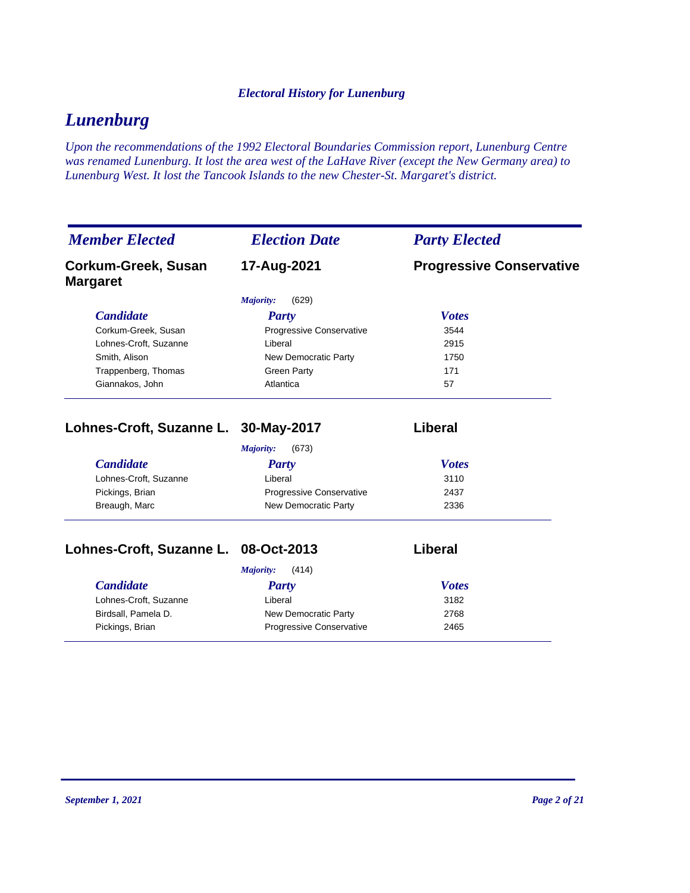# Lunenburg

*Upon the recommendations of the 1992 Electoral Boundaries Commission report, Lunenburg Centre was renamed Lunenburg. It lost the area west of the LaHave River (except the New Germany area) to Lunenburg West. It lost the Tancook Islands to the new Chester-St. Margaret's district.*

| *Member Elected* | *Election Date* | *Party Elected* |
|---|---|---|
| **Corkum-Greek, Susan Margaret** | **17-Aug-2021** | **Progressive Conservative** |

*Majority:* (629)

| *Candidate* | *Party* | *Votes* |
|---|---|---|
| Corkum-Greek, Susan | Progressive Conservative | 3544 |
| Lohnes-Croft, Suzanne | Liberal | 2915 |
| Smith, Alison | New Democratic Party | 1750 |
| Trappenberg, Thomas | Green Party | 171 |
| Giannakos, John | Atlantica | 57 |

| *Member Elected* | *Election Date* | *Party Elected* |
|---|---|---|
| **Lohnes-Croft, Suzanne L.** | **30-May-2017** | **Liberal** |

*Majority:* (673)

| *Candidate* | *Party* | *Votes* |
|---|---|---|
| Lohnes-Croft, Suzanne | Liberal | 3110 |
| Pickings, Brian | Progressive Conservative | 2437 |
| Breaugh, Marc | New Democratic Party | 2336 |

| *Member Elected* | *Election Date* | *Party Elected* |
|---|---|---|
| **Lohnes-Croft, Suzanne L.** | **08-Oct-2013** | **Liberal** |

*Majority:* (414)

| *Candidate* | *Party* | *Votes* |
|---|---|---|
| Lohnes-Croft, Suzanne | Liberal | 3182 |
| Birdsall, Pamela D. | New Democratic Party | 2768 |
| Pickings, Brian | Progressive Conservative | 2465 |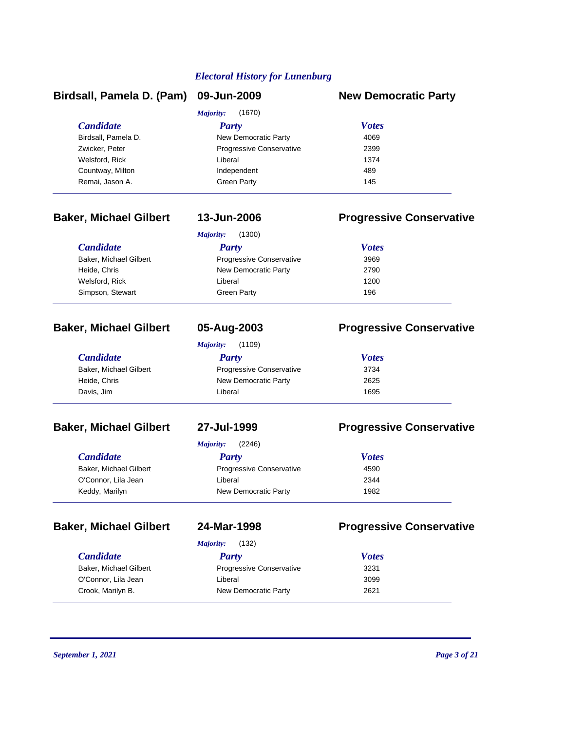*Electoral History for Lunenburg*

## Birdsall, Pamela D. (Pam) — 09-Jun-2009 — New Democratic Party

*Majority:* (1670)

| Candidate | Party | Votes |
|---|---|---|
| Birdsall, Pamela D. | New Democratic Party | 4069 |
| Zwicker, Peter | Progressive Conservative | 2399 |
| Welsford, Rick | Liberal | 1374 |
| Countway, Milton | Independent | 489 |
| Remai, Jason A. | Green Party | 145 |

## Baker, Michael Gilbert — 13-Jun-2006 — Progressive Conservative

*Majority:* (1300)

| Candidate | Party | Votes |
|---|---|---|
| Baker, Michael Gilbert | Progressive Conservative | 3969 |
| Heide, Chris | New Democratic Party | 2790 |
| Welsford, Rick | Liberal | 1200 |
| Simpson, Stewart | Green Party | 196 |

## Baker, Michael Gilbert — 05-Aug-2003 — Progressive Conservative

*Majority:* (1109)

| Candidate | Party | Votes |
|---|---|---|
| Baker, Michael Gilbert | Progressive Conservative | 3734 |
| Heide, Chris | New Democratic Party | 2625 |
| Davis, Jim | Liberal | 1695 |

## Baker, Michael Gilbert — 27-Jul-1999 — Progressive Conservative

*Majority:* (2246)

| Candidate | Party | Votes |
|---|---|---|
| Baker, Michael Gilbert | Progressive Conservative | 4590 |
| O'Connor, Lila Jean | Liberal | 2344 |
| Keddy, Marilyn | New Democratic Party | 1982 |

## Baker, Michael Gilbert — 24-Mar-1998 — Progressive Conservative

*Majority:* (132)

| Candidate | Party | Votes |
|---|---|---|
| Baker, Michael Gilbert | Progressive Conservative | 3231 |
| O'Connor, Lila Jean | Liberal | 3099 |
| Crook, Marilyn B. | New Democratic Party | 2621 |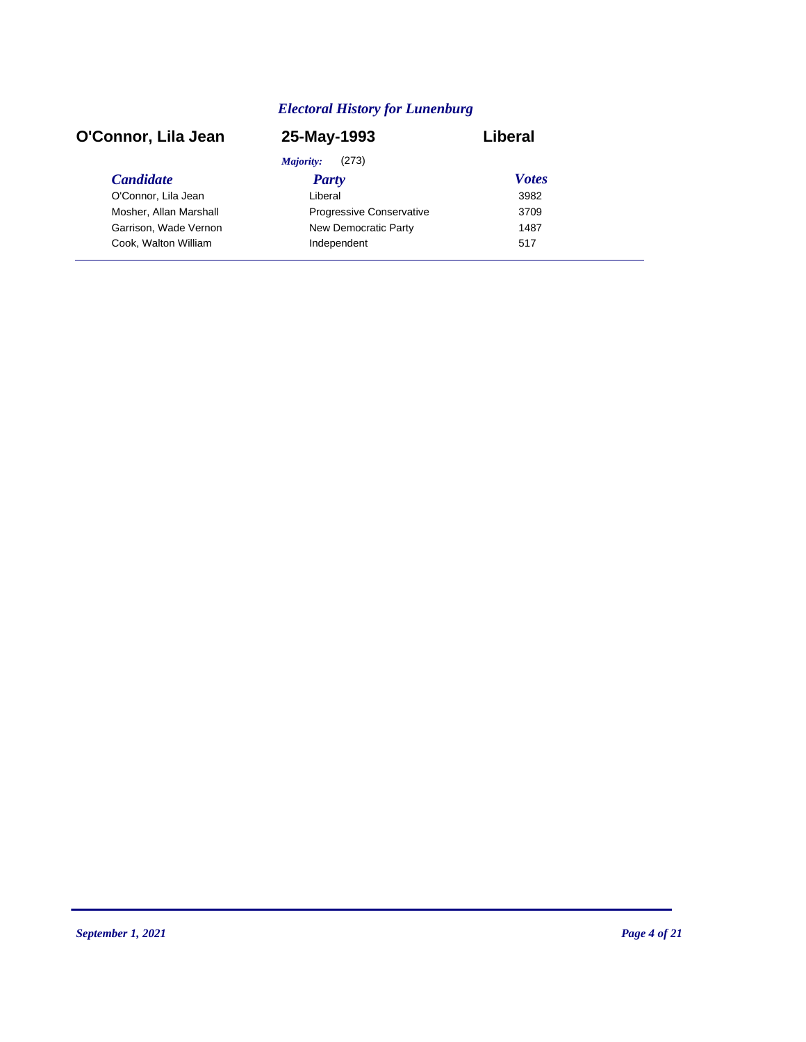## *Electoral History for Lunenburg*

**O'Connor, Lila Jean** | **25-May-1993** | **Liberal**

*Majority:* (273)

| *Candidate* | *Party* | *Votes* |
|---|---|---|
| O'Connor, Lila Jean | Liberal | 3982 |
| Mosher, Allan Marshall | Progressive Conservative | 3709 |
| Garrison, Wade Vernon | New Democratic Party | 1487 |
| Cook, Walton William | Independent | 517 |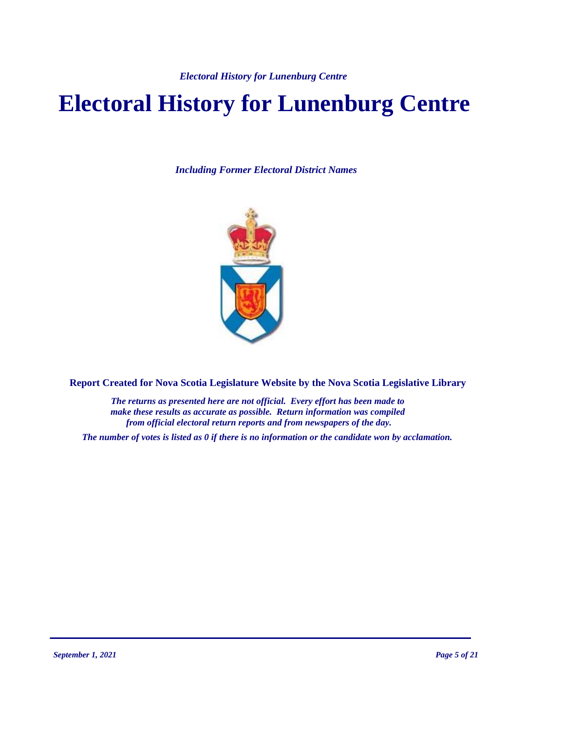# Electoral History for Lunenburg Centre

*Including Former Electoral District Names*

**Report Created for Nova Scotia Legislature Website by the Nova Scotia Legislative Library**

*The returns as presented here are not official. Every effort has been made to make these results as accurate as possible. Return information was compiled from official electoral return reports and from newspapers of the day.*

*The number of votes is listed as 0 if there is no information or the candidate won by acclamation.*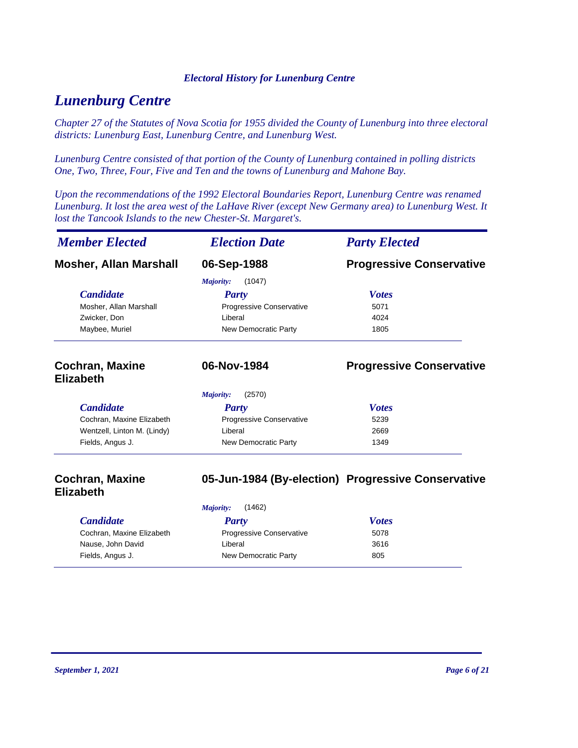# Lunenburg Centre

*Chapter 27 of the Statutes of Nova Scotia for 1955 divided the County of Lunenburg into three electoral districts: Lunenburg East, Lunenburg Centre, and Lunenburg West.*

*Lunenburg Centre consisted of that portion of the County of Lunenburg contained in polling districts One, Two, Three, Four, Five and Ten and the towns of Lunenburg and Mahone Bay.*

*Upon the recommendations of the 1992 Electoral Boundaries Report, Lunenburg Centre was renamed Lunenburg. It lost the area west of the LaHave River (except New Germany area) to Lunenburg West. It lost the Tancook Islands to the new Chester-St. Margaret's.*

| *Member Elected* | *Election Date* | *Party Elected* |
|---|---|---|
| **Mosher, Allan Marshall** | **06-Sep-1988** | **Progressive Conservative** |

*Majority:* (1047)

| *Candidate* | *Party* | *Votes* |
|---|---|---|
| Mosher, Allan Marshall | Progressive Conservative | 5071 |
| Zwicker, Don | Liberal | 4024 |
| Maybee, Muriel | New Democratic Party | 1805 |

| *Member Elected* | *Election Date* | *Party Elected* |
|---|---|---|
| **Cochran, Maxine Elizabeth** | **06-Nov-1984** | **Progressive Conservative** |

*Majority:* (2570)

| *Candidate* | *Party* | *Votes* |
|---|---|---|
| Cochran, Maxine Elizabeth | Progressive Conservative | 5239 |
| Wentzell, Linton M. (Lindy) | Liberal | 2669 |
| Fields, Angus J. | New Democratic Party | 1349 |

| *Member Elected* | *Election Date* | *Party Elected* |
|---|---|---|
| **Cochran, Maxine Elizabeth** | **05-Jun-1984 (By-election)** | **Progressive Conservative** |

*Majority:* (1462)

| *Candidate* | *Party* | *Votes* |
|---|---|---|
| Cochran, Maxine Elizabeth | Progressive Conservative | 5078 |
| Nause, John David | Liberal | 3616 |
| Fields, Angus J. | New Democratic Party | 805 |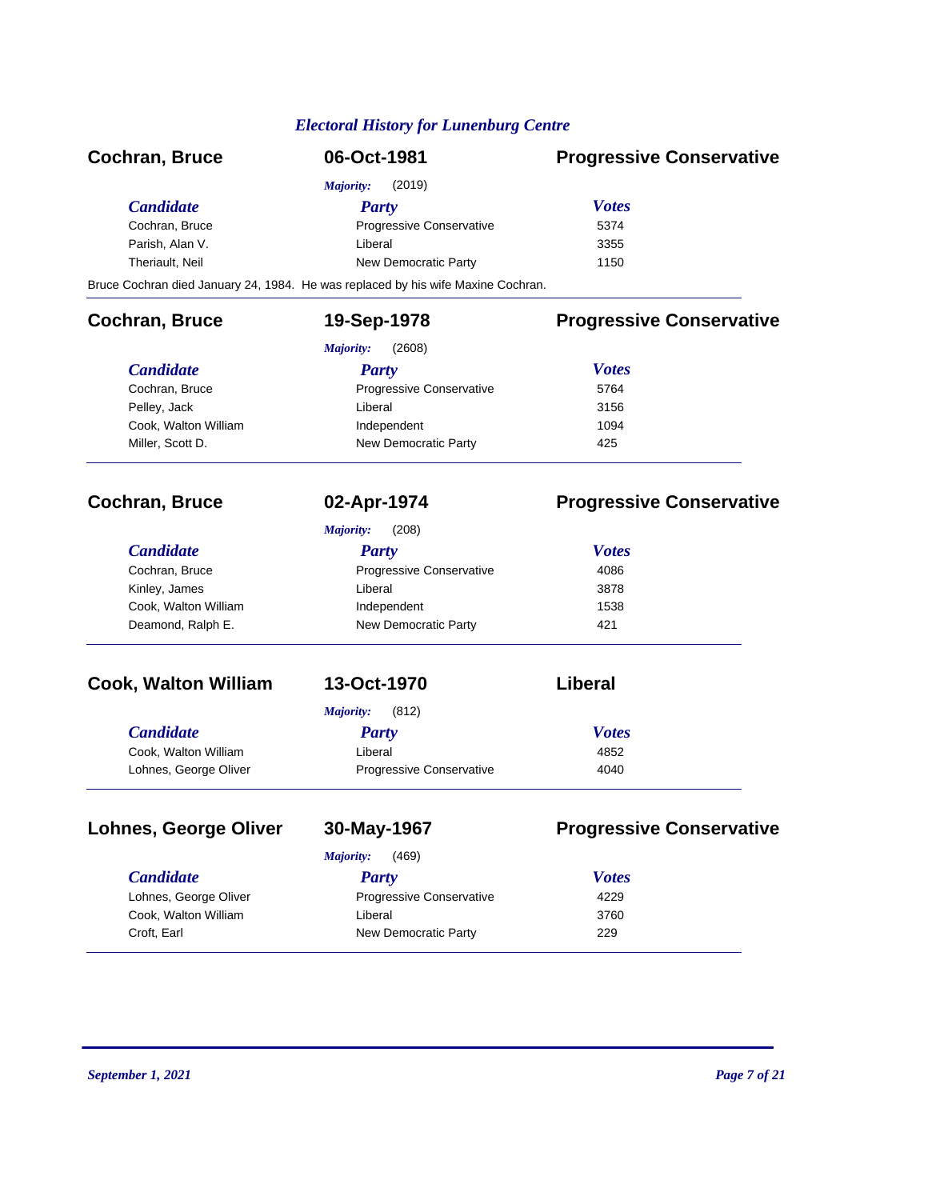## Electoral History for Lunenburg Centre

### Cochran, Bruce — 06-Oct-1981 — Progressive Conservative

*Majority:* (2019)

| Candidate | Party | Votes |
|---|---|---|
| Cochran, Bruce | Progressive Conservative | 5374 |
| Parish, Alan V. | Liberal | 3355 |
| Theriault, Neil | New Democratic Party | 1150 |

Bruce Cochran died January 24, 1984. He was replaced by his wife Maxine Cochran.

### Cochran, Bruce — 19-Sep-1978 — Progressive Conservative

*Majority:* (2608)

| Candidate | Party | Votes |
|---|---|---|
| Cochran, Bruce | Progressive Conservative | 5764 |
| Pelley, Jack | Liberal | 3156 |
| Cook, Walton William | Independent | 1094 |
| Miller, Scott D. | New Democratic Party | 425 |

### Cochran, Bruce — 02-Apr-1974 — Progressive Conservative

*Majority:* (208)

| Candidate | Party | Votes |
|---|---|---|
| Cochran, Bruce | Progressive Conservative | 4086 |
| Kinley, James | Liberal | 3878 |
| Cook, Walton William | Independent | 1538 |
| Deamond, Ralph E. | New Democratic Party | 421 |

### Cook, Walton William — 13-Oct-1970 — Liberal

*Majority:* (812)

| Candidate | Party | Votes |
|---|---|---|
| Cook, Walton William | Liberal | 4852 |
| Lohnes, George Oliver | Progressive Conservative | 4040 |

### Lohnes, George Oliver — 30-May-1967 — Progressive Conservative

*Majority:* (469)

| Candidate | Party | Votes |
|---|---|---|
| Lohnes, George Oliver | Progressive Conservative | 4229 |
| Cook, Walton William | Liberal | 3760 |
| Croft, Earl | New Democratic Party | 229 |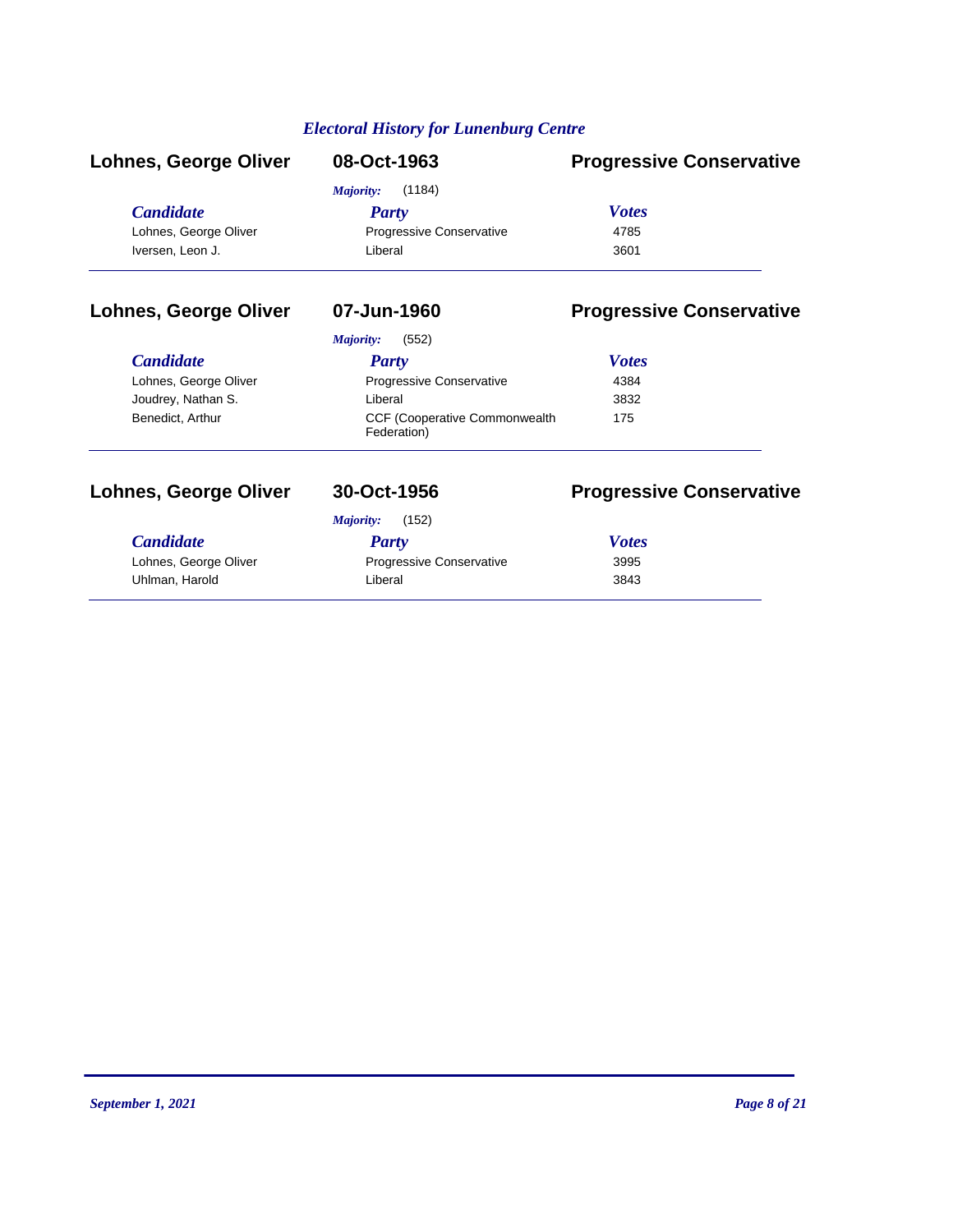*Electoral History for Lunenburg Centre*

## Lohnes, George Oliver — 08-Oct-1963 — Progressive Conservative

*Majority:* (1184)

| *Candidate* | *Party* | *Votes* |
| --- | --- | --- |
| Lohnes, George Oliver | Progressive Conservative | 4785 |
| Iversen, Leon J. | Liberal | 3601 |

## Lohnes, George Oliver — 07-Jun-1960 — Progressive Conservative

*Majority:* (552)

| *Candidate* | *Party* | *Votes* |
| --- | --- | --- |
| Lohnes, George Oliver | Progressive Conservative | 4384 |
| Joudrey, Nathan S. | Liberal | 3832 |
| Benedict, Arthur | CCF (Cooperative Commonwealth Federation) | 175 |

## Lohnes, George Oliver — 30-Oct-1956 — Progressive Conservative

*Majority:* (152)

| *Candidate* | *Party* | *Votes* |
| --- | --- | --- |
| Lohnes, George Oliver | Progressive Conservative | 3995 |
| Uhlman, Harold | Liberal | 3843 |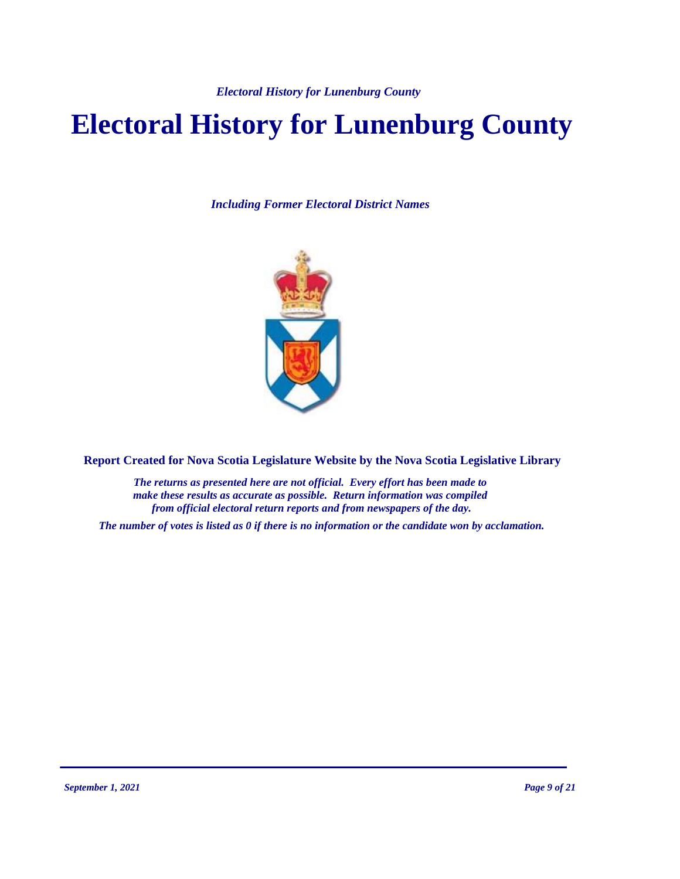# Electoral History for Lunenburg County

*Including Former Electoral District Names*

**Report Created for Nova Scotia Legislature Website by the Nova Scotia Legislative Library**

***The returns as presented here are not official. Every effort has been made to make these results as accurate as possible. Return information was compiled from official electoral return reports and from newspapers of the day.***

***The number of votes is listed as 0 if there is no information or the candidate won by acclamation.***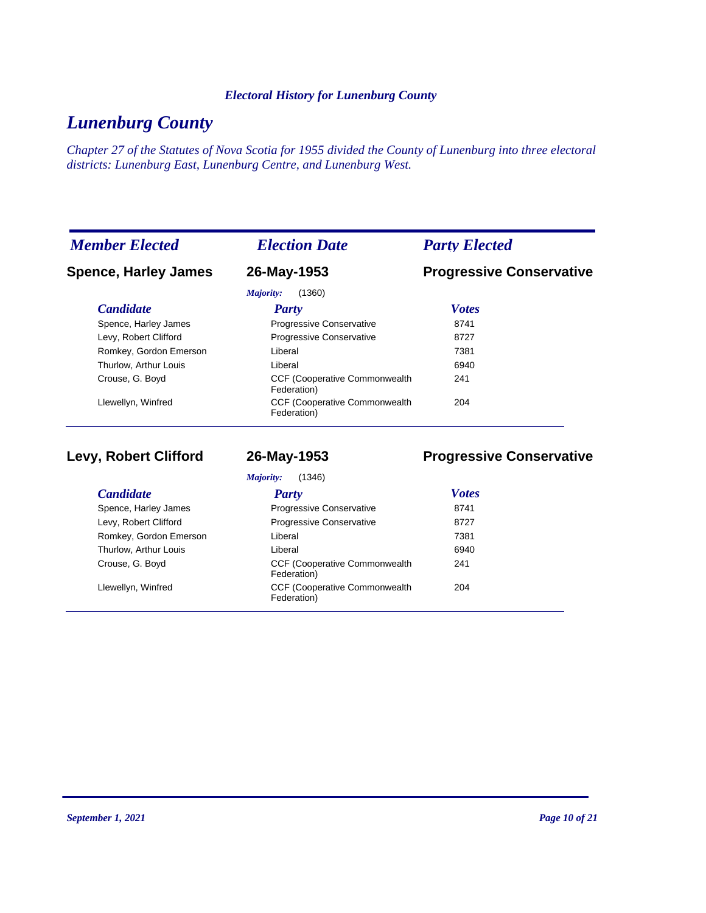# Lunenburg County

*Chapter 27 of the Statutes of Nova Scotia for 1955 divided the County of Lunenburg into three electoral districts: Lunenburg East, Lunenburg Centre, and Lunenburg West.*

| *Member Elected* | *Election Date* | *Party Elected* |
|---|---|---|
| **Spence, Harley James** | **26-May-1953** | **Progressive Conservative** |

*Majority:* (1360)

| *Candidate* | *Party* | *Votes* |
|---|---|---|
| Spence, Harley James | Progressive Conservative | 8741 |
| Levy, Robert Clifford | Progressive Conservative | 8727 |
| Romkey, Gordon Emerson | Liberal | 7381 |
| Thurlow, Arthur Louis | Liberal | 6940 |
| Crouse, G. Boyd | CCF (Cooperative Commonwealth Federation) | 241 |
| Llewellyn, Winfred | CCF (Cooperative Commonwealth Federation) | 204 |

| *Member Elected* | *Election Date* | *Party Elected* |
|---|---|---|
| **Levy, Robert Clifford** | **26-May-1953** | **Progressive Conservative** |

*Majority:* (1346)

| *Candidate* | *Party* | *Votes* |
|---|---|---|
| Spence, Harley James | Progressive Conservative | 8741 |
| Levy, Robert Clifford | Progressive Conservative | 8727 |
| Romkey, Gordon Emerson | Liberal | 7381 |
| Thurlow, Arthur Louis | Liberal | 6940 |
| Crouse, G. Boyd | CCF (Cooperative Commonwealth Federation) | 241 |
| Llewellyn, Winfred | CCF (Cooperative Commonwealth Federation) | 204 |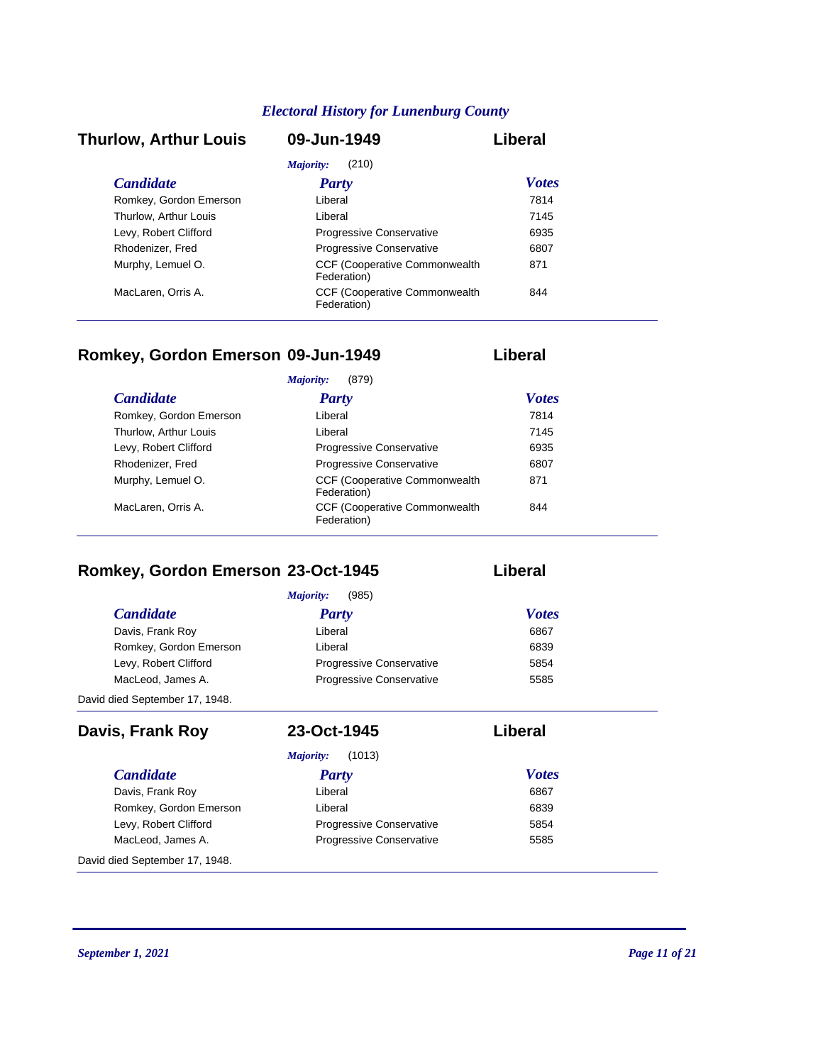*Electoral History for Lunenburg County*

## Thurlow, Arthur Louis — 09-Jun-1949 — Liberal

*Majority:* (210)

| Candidate | Party | Votes |
|---|---|---|
| Romkey, Gordon Emerson | Liberal | 7814 |
| Thurlow, Arthur Louis | Liberal | 7145 |
| Levy, Robert Clifford | Progressive Conservative | 6935 |
| Rhodenizer, Fred | Progressive Conservative | 6807 |
| Murphy, Lemuel O. | CCF (Cooperative Commonwealth Federation) | 871 |
| MacLaren, Orris A. | CCF (Cooperative Commonwealth Federation) | 844 |

## Romkey, Gordon Emerson — 09-Jun-1949 — Liberal

*Majority:* (879)

| Candidate | Party | Votes |
|---|---|---|
| Romkey, Gordon Emerson | Liberal | 7814 |
| Thurlow, Arthur Louis | Liberal | 7145 |
| Levy, Robert Clifford | Progressive Conservative | 6935 |
| Rhodenizer, Fred | Progressive Conservative | 6807 |
| Murphy, Lemuel O. | CCF (Cooperative Commonwealth Federation) | 871 |
| MacLaren, Orris A. | CCF (Cooperative Commonwealth Federation) | 844 |

## Romkey, Gordon Emerson — 23-Oct-1945 — Liberal

*Majority:* (985)

| Candidate | Party | Votes |
|---|---|---|
| Davis, Frank Roy | Liberal | 6867 |
| Romkey, Gordon Emerson | Liberal | 6839 |
| Levy, Robert Clifford | Progressive Conservative | 5854 |
| MacLeod, James A. | Progressive Conservative | 5585 |

David died September 17, 1948.

## Davis, Frank Roy — 23-Oct-1945 — Liberal

*Majority:* (1013)

| Candidate | Party | Votes |
|---|---|---|
| Davis, Frank Roy | Liberal | 6867 |
| Romkey, Gordon Emerson | Liberal | 6839 |
| Levy, Robert Clifford | Progressive Conservative | 5854 |
| MacLeod, James A. | Progressive Conservative | 5585 |

David died September 17, 1948.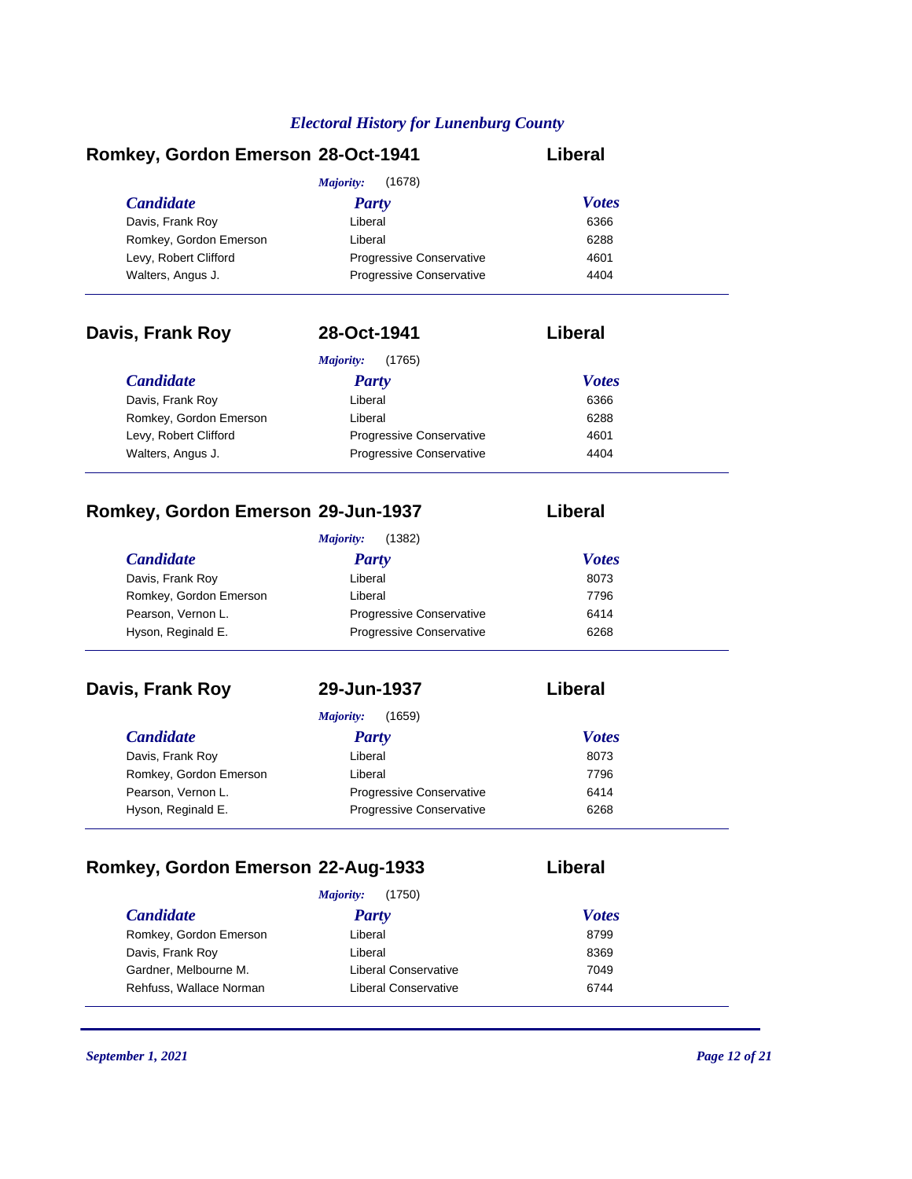*Electoral History for Lunenburg County*

## Romkey, Gordon Emerson 28-Oct-1941 Liberal

*Majority:* (1678)

| *Candidate* | *Party* | *Votes* |
|---|---|---|
| Davis, Frank Roy | Liberal | 6366 |
| Romkey, Gordon Emerson | Liberal | 6288 |
| Levy, Robert Clifford | Progressive Conservative | 4601 |
| Walters, Angus J. | Progressive Conservative | 4404 |

## Davis, Frank Roy 28-Oct-1941 Liberal

*Majority:* (1765)

| *Candidate* | *Party* | *Votes* |
|---|---|---|
| Davis, Frank Roy | Liberal | 6366 |
| Romkey, Gordon Emerson | Liberal | 6288 |
| Levy, Robert Clifford | Progressive Conservative | 4601 |
| Walters, Angus J. | Progressive Conservative | 4404 |

## Romkey, Gordon Emerson 29-Jun-1937 Liberal

*Majority:* (1382)

| *Candidate* | *Party* | *Votes* |
|---|---|---|
| Davis, Frank Roy | Liberal | 8073 |
| Romkey, Gordon Emerson | Liberal | 7796 |
| Pearson, Vernon L. | Progressive Conservative | 6414 |
| Hyson, Reginald E. | Progressive Conservative | 6268 |

## Davis, Frank Roy 29-Jun-1937 Liberal

*Majority:* (1659)

| *Candidate* | *Party* | *Votes* |
|---|---|---|
| Davis, Frank Roy | Liberal | 8073 |
| Romkey, Gordon Emerson | Liberal | 7796 |
| Pearson, Vernon L. | Progressive Conservative | 6414 |
| Hyson, Reginald E. | Progressive Conservative | 6268 |

## Romkey, Gordon Emerson 22-Aug-1933 Liberal

*Majority:* (1750)

| *Candidate* | *Party* | *Votes* |
|---|---|---|
| Romkey, Gordon Emerson | Liberal | 8799 |
| Davis, Frank Roy | Liberal | 8369 |
| Gardner, Melbourne M. | Liberal Conservative | 7049 |
| Rehfuss, Wallace Norman | Liberal Conservative | 6744 |

*September 1, 2021*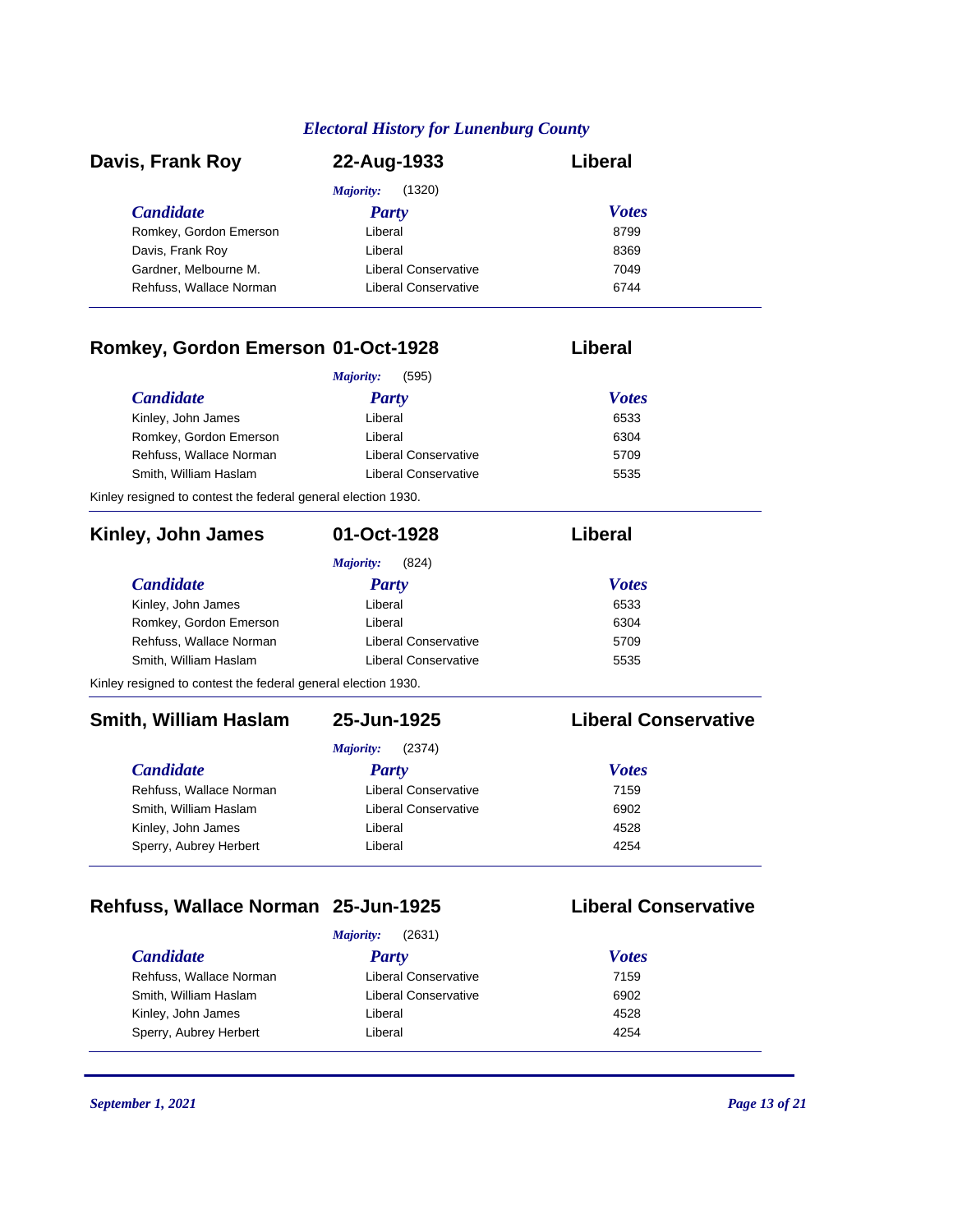## Electoral History for Lunenburg County

### Davis, Frank Roy — 22-Aug-1933 — Liberal

*Majority:* (1320)

| Candidate | Party | Votes |
|---|---|---|
| Romkey, Gordon Emerson | Liberal | 8799 |
| Davis, Frank Roy | Liberal | 8369 |
| Gardner, Melbourne M. | Liberal Conservative | 7049 |
| Rehfuss, Wallace Norman | Liberal Conservative | 6744 |

### Romkey, Gordon Emerson — 01-Oct-1928 — Liberal

*Majority:* (595)

| Candidate | Party | Votes |
|---|---|---|
| Kinley, John James | Liberal | 6533 |
| Romkey, Gordon Emerson | Liberal | 6304 |
| Rehfuss, Wallace Norman | Liberal Conservative | 5709 |
| Smith, William Haslam | Liberal Conservative | 5535 |

Kinley resigned to contest the federal general election 1930.

### Kinley, John James — 01-Oct-1928 — Liberal

*Majority:* (824)

| Candidate | Party | Votes |
|---|---|---|
| Kinley, John James | Liberal | 6533 |
| Romkey, Gordon Emerson | Liberal | 6304 |
| Rehfuss, Wallace Norman | Liberal Conservative | 5709 |
| Smith, William Haslam | Liberal Conservative | 5535 |

Kinley resigned to contest the federal general election 1930.

### Smith, William Haslam — 25-Jun-1925 — Liberal Conservative

*Majority:* (2374)

| Candidate | Party | Votes |
|---|---|---|
| Rehfuss, Wallace Norman | Liberal Conservative | 7159 |
| Smith, William Haslam | Liberal Conservative | 6902 |
| Kinley, John James | Liberal | 4528 |
| Sperry, Aubrey Herbert | Liberal | 4254 |

### Rehfuss, Wallace Norman — 25-Jun-1925 — Liberal Conservative

*Majority:* (2631)

| Candidate | Party | Votes |
|---|---|---|
| Rehfuss, Wallace Norman | Liberal Conservative | 7159 |
| Smith, William Haslam | Liberal Conservative | 6902 |
| Kinley, John James | Liberal | 4528 |
| Sperry, Aubrey Herbert | Liberal | 4254 |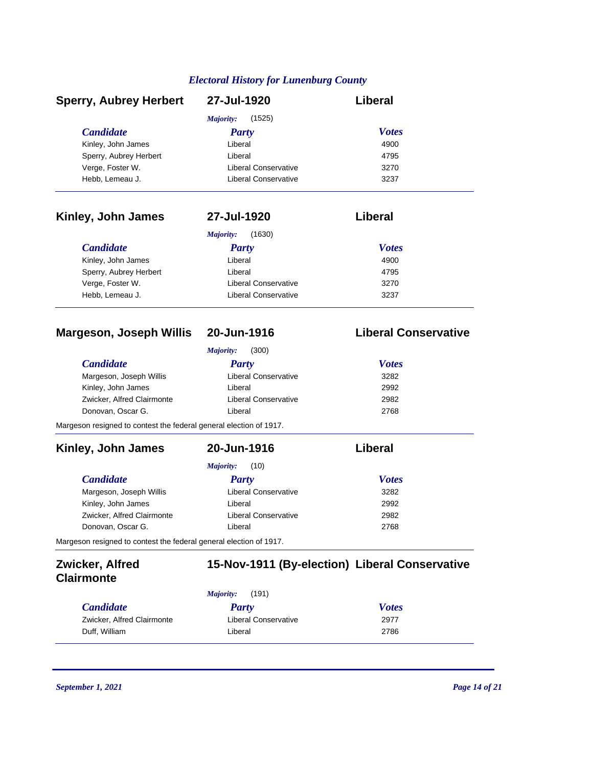## Sperry, Aubrey Herbert — 27-Jul-1920 — Liberal

*Majority:* (1525)

| *Candidate* | *Party* | *Votes* |
|---|---|---|
| Kinley, John James | Liberal | 4900 |
| Sperry, Aubrey Herbert | Liberal | 4795 |
| Verge, Foster W. | Liberal Conservative | 3270 |
| Hebb, Lemeau J. | Liberal Conservative | 3237 |

## Kinley, John James — 27-Jul-1920 — Liberal

*Majority:* (1630)

| *Candidate* | *Party* | *Votes* |
|---|---|---|
| Kinley, John James | Liberal | 4900 |
| Sperry, Aubrey Herbert | Liberal | 4795 |
| Verge, Foster W. | Liberal Conservative | 3270 |
| Hebb, Lemeau J. | Liberal Conservative | 3237 |

## Margeson, Joseph Willis — 20-Jun-1916 — Liberal Conservative

*Majority:* (300)

| *Candidate* | *Party* | *Votes* |
|---|---|---|
| Margeson, Joseph Willis | Liberal Conservative | 3282 |
| Kinley, John James | Liberal | 2992 |
| Zwicker, Alfred Clairmonte | Liberal Conservative | 2982 |
| Donovan, Oscar G. | Liberal | 2768 |

Margeson resigned to contest the federal general election of 1917.

## Kinley, John James — 20-Jun-1916 — Liberal

*Majority:* (10)

| *Candidate* | *Party* | *Votes* |
|---|---|---|
| Margeson, Joseph Willis | Liberal Conservative | 3282 |
| Kinley, John James | Liberal | 2992 |
| Zwicker, Alfred Clairmonte | Liberal Conservative | 2982 |
| Donovan, Oscar G. | Liberal | 2768 |

Margeson resigned to contest the federal general election of 1917.

## Zwicker, Alfred Clairmonte — 15-Nov-1911 (By-election) — Liberal Conservative

*Majority:* (191)

| *Candidate* | *Party* | *Votes* |
|---|---|---|
| Zwicker, Alfred Clairmonte | Liberal Conservative | 2977 |
| Duff, William | Liberal | 2786 |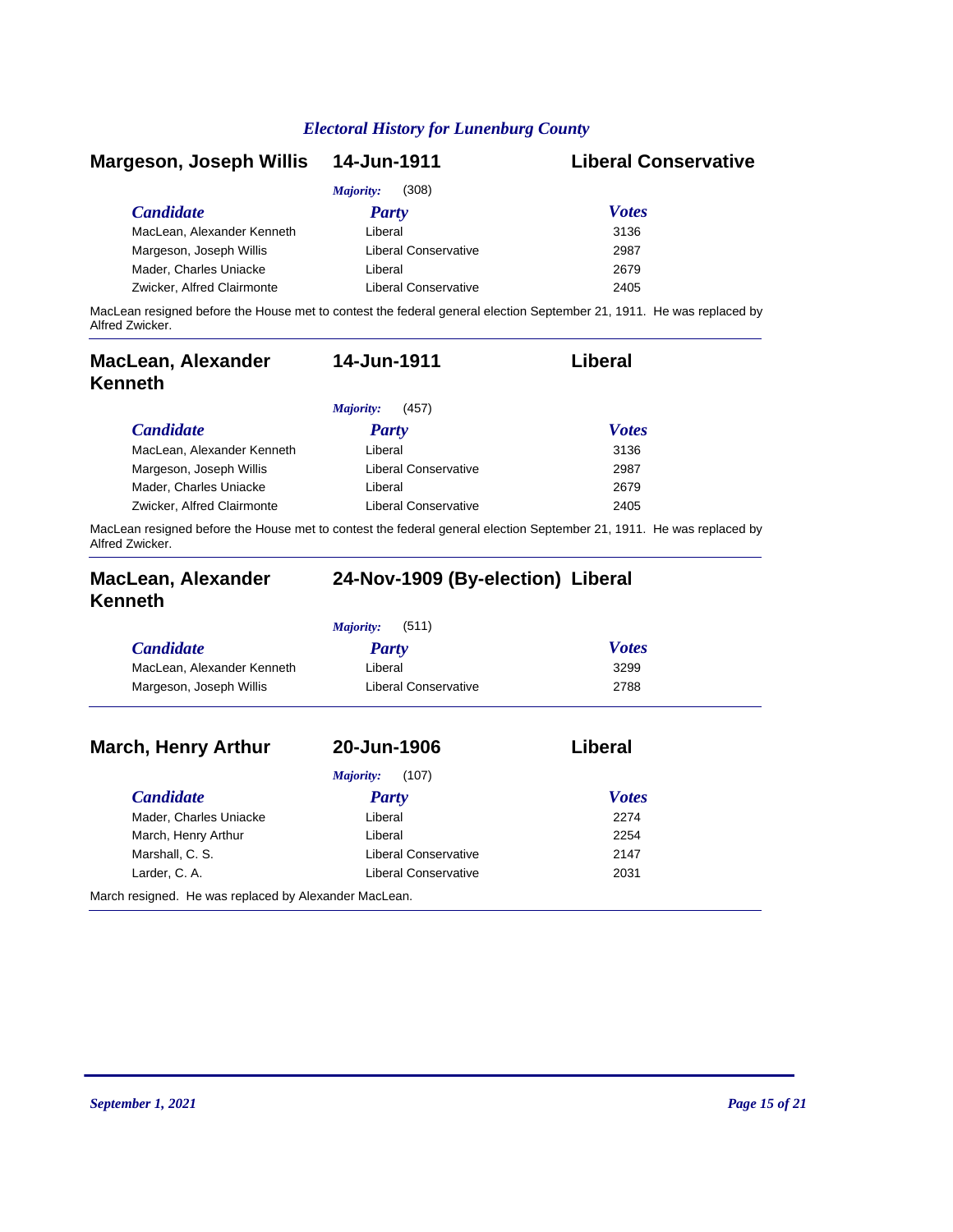## Margeson, Joseph Willis — 14-Jun-1911 — Liberal Conservative

*Majority:* (308)

| Candidate | Party | Votes |
| --- | --- | --- |
| MacLean, Alexander Kenneth | Liberal | 3136 |
| Margeson, Joseph Willis | Liberal Conservative | 2987 |
| Mader, Charles Uniacke | Liberal | 2679 |
| Zwicker, Alfred Clairmonte | Liberal Conservative | 2405 |

MacLean resigned before the House met to contest the federal general election September 21, 1911. He was replaced by Alfred Zwicker.

---

## MacLean, Alexander Kenneth — 14-Jun-1911 — Liberal

*Majority:* (457)

| Candidate | Party | Votes |
| --- | --- | --- |
| MacLean, Alexander Kenneth | Liberal | 3136 |
| Margeson, Joseph Willis | Liberal Conservative | 2987 |
| Mader, Charles Uniacke | Liberal | 2679 |
| Zwicker, Alfred Clairmonte | Liberal Conservative | 2405 |

MacLean resigned before the House met to contest the federal general election September 21, 1911. He was replaced by Alfred Zwicker.

---

## MacLean, Alexander Kenneth — 24-Nov-1909 (By-election) — Liberal

*Majority:* (511)

| Candidate | Party | Votes |
| --- | --- | --- |
| MacLean, Alexander Kenneth | Liberal | 3299 |
| Margeson, Joseph Willis | Liberal Conservative | 2788 |

---

## March, Henry Arthur — 20-Jun-1906 — Liberal

*Majority:* (107)

| Candidate | Party | Votes |
| --- | --- | --- |
| Mader, Charles Uniacke | Liberal | 2274 |
| March, Henry Arthur | Liberal | 2254 |
| Marshall, C. S. | Liberal Conservative | 2147 |
| Larder, C. A. | Liberal Conservative | 2031 |

March resigned. He was replaced by Alexander MacLean.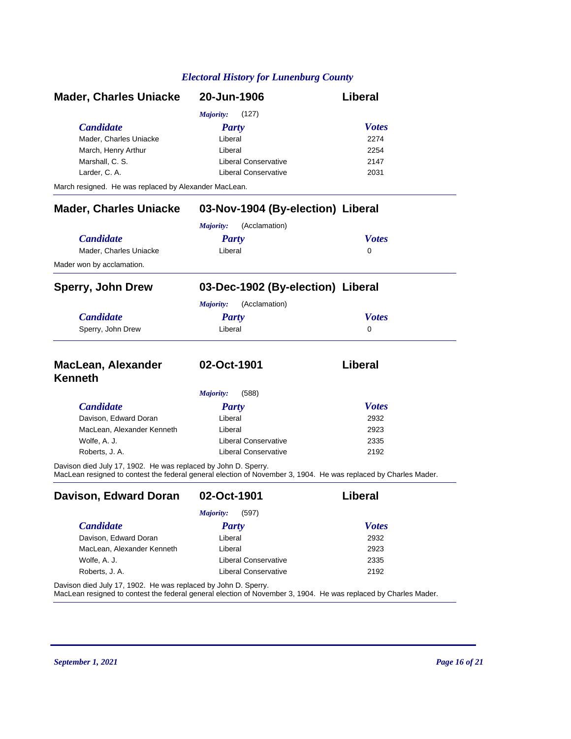## Mader, Charles Uniacke — 20-Jun-1906 — Liberal

*Majority:* (127)

| Candidate | Party | Votes |
|---|---|---|
| Mader, Charles Uniacke | Liberal | 2274 |
| March, Henry Arthur | Liberal | 2254 |
| Marshall, C. S. | Liberal Conservative | 2147 |
| Larder, C. A. | Liberal Conservative | 2031 |

March resigned. He was replaced by Alexander MacLean.

## Mader, Charles Uniacke — 03-Nov-1904 (By-election) — Liberal

*Majority:* (Acclamation)

| Candidate | Party | Votes |
|---|---|---|
| Mader, Charles Uniacke | Liberal | 0 |

Mader won by acclamation.

## Sperry, John Drew — 03-Dec-1902 (By-election) — Liberal

*Majority:* (Acclamation)

| Candidate | Party | Votes |
|---|---|---|
| Sperry, John Drew | Liberal | 0 |

## MacLean, Alexander Kenneth — 02-Oct-1901 — Liberal

*Majority:* (588)

| Candidate | Party | Votes |
|---|---|---|
| Davison, Edward Doran | Liberal | 2932 |
| MacLean, Alexander Kenneth | Liberal | 2923 |
| Wolfe, A. J. | Liberal Conservative | 2335 |
| Roberts, J. A. | Liberal Conservative | 2192 |

Davison died July 17, 1902. He was replaced by John D. Sperry.
MacLean resigned to contest the federal general election of November 3, 1904. He was replaced by Charles Mader.

## Davison, Edward Doran — 02-Oct-1901 — Liberal

*Majority:* (597)

| Candidate | Party | Votes |
|---|---|---|
| Davison, Edward Doran | Liberal | 2932 |
| MacLean, Alexander Kenneth | Liberal | 2923 |
| Wolfe, A. J. | Liberal Conservative | 2335 |
| Roberts, J. A. | Liberal Conservative | 2192 |

Davison died July 17, 1902. He was replaced by John D. Sperry.
MacLean resigned to contest the federal general election of November 3, 1904. He was replaced by Charles Mader.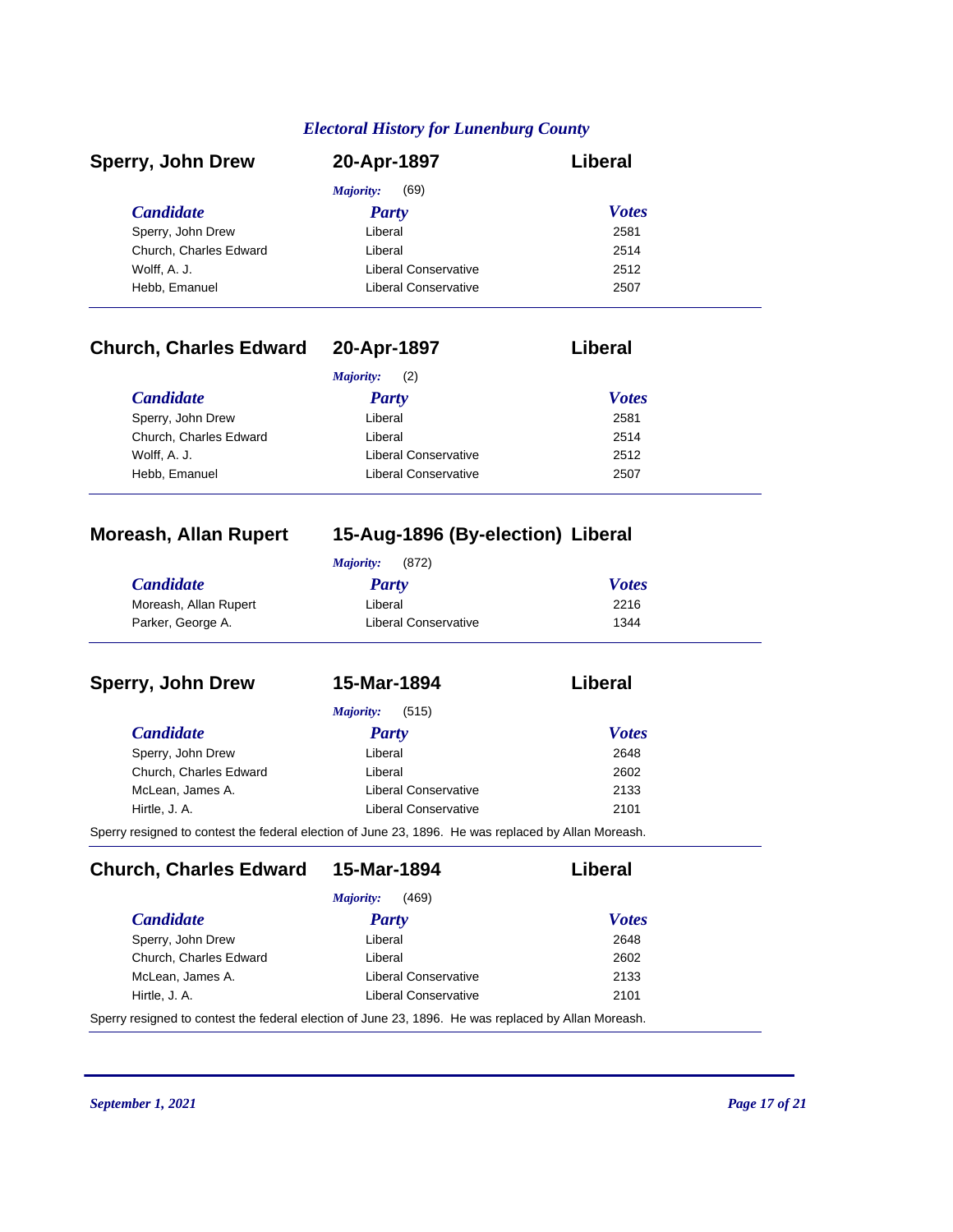## Sperry, John Drew — 20-Apr-1897 — Liberal

*Majority:* (69)

| Candidate | Party | Votes |
|---|---|---|
| Sperry, John Drew | Liberal | 2581 |
| Church, Charles Edward | Liberal | 2514 |
| Wolff, A. J. | Liberal Conservative | 2512 |
| Hebb, Emanuel | Liberal Conservative | 2507 |

## Church, Charles Edward — 20-Apr-1897 — Liberal

*Majority:* (2)

| Candidate | Party | Votes |
|---|---|---|
| Sperry, John Drew | Liberal | 2581 |
| Church, Charles Edward | Liberal | 2514 |
| Wolff, A. J. | Liberal Conservative | 2512 |
| Hebb, Emanuel | Liberal Conservative | 2507 |

## Moreash, Allan Rupert — 15-Aug-1896 (By-election) — Liberal

*Majority:* (872)

| Candidate | Party | Votes |
|---|---|---|
| Moreash, Allan Rupert | Liberal | 2216 |
| Parker, George A. | Liberal Conservative | 1344 |

## Sperry, John Drew — 15-Mar-1894 — Liberal

*Majority:* (515)

| Candidate | Party | Votes |
|---|---|---|
| Sperry, John Drew | Liberal | 2648 |
| Church, Charles Edward | Liberal | 2602 |
| McLean, James A. | Liberal Conservative | 2133 |
| Hirtle, J. A. | Liberal Conservative | 2101 |

Sperry resigned to contest the federal election of June 23, 1896. He was replaced by Allan Moreash.

## Church, Charles Edward — 15-Mar-1894 — Liberal

*Majority:* (469)

| Candidate | Party | Votes |
|---|---|---|
| Sperry, John Drew | Liberal | 2648 |
| Church, Charles Edward | Liberal | 2602 |
| McLean, James A. | Liberal Conservative | 2133 |
| Hirtle, J. A. | Liberal Conservative | 2101 |

Sperry resigned to contest the federal election of June 23, 1896. He was replaced by Allan Moreash.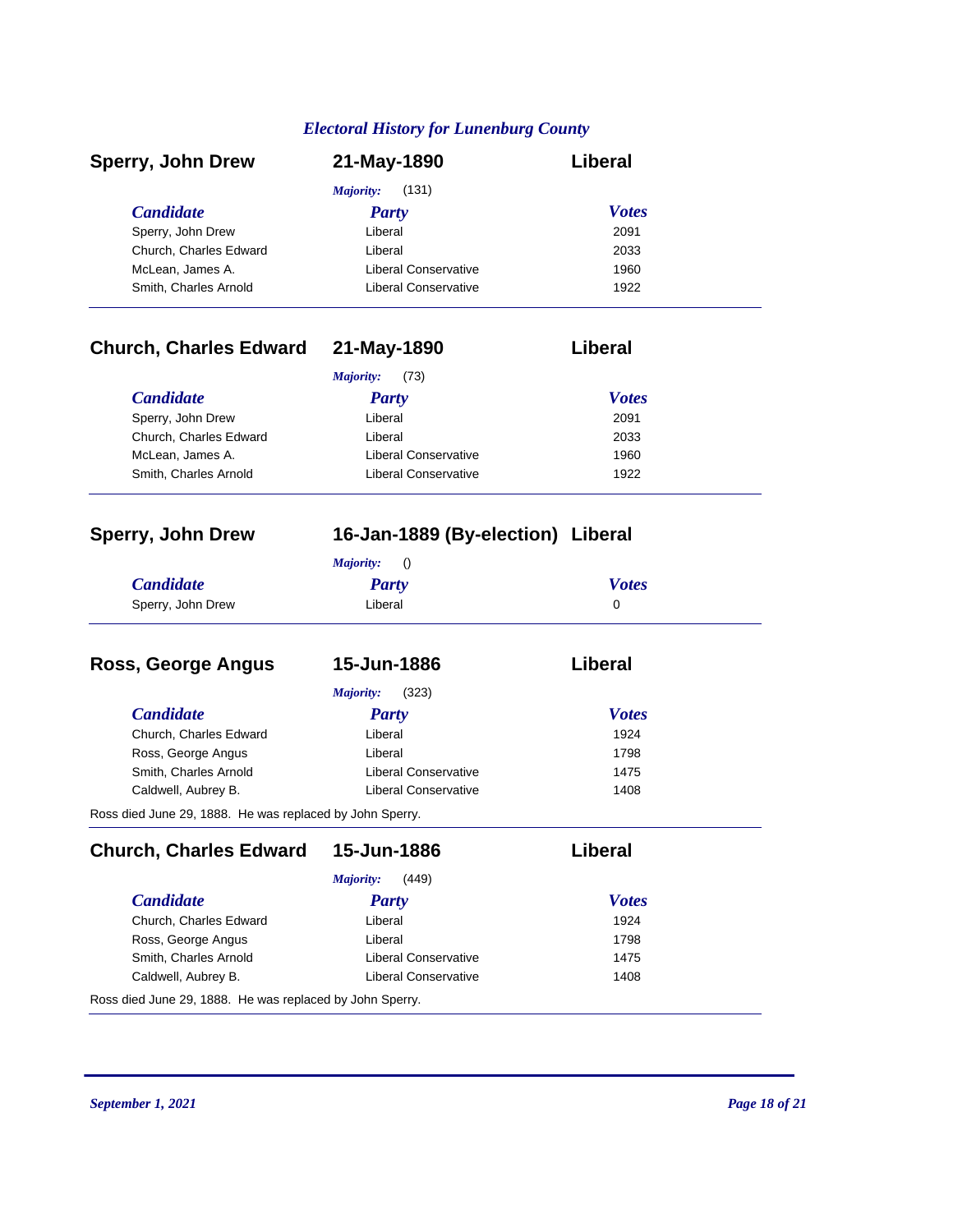## Sperry, John Drew — 21-May-1890 — Liberal

*Majority:* (131)

| Candidate | Party | Votes |
|---|---|---|
| Sperry, John Drew | Liberal | 2091 |
| Church, Charles Edward | Liberal | 2033 |
| McLean, James A. | Liberal Conservative | 1960 |
| Smith, Charles Arnold | Liberal Conservative | 1922 |

## Church, Charles Edward — 21-May-1890 — Liberal

*Majority:* (73)

| Candidate | Party | Votes |
|---|---|---|
| Sperry, John Drew | Liberal | 2091 |
| Church, Charles Edward | Liberal | 2033 |
| McLean, James A. | Liberal Conservative | 1960 |
| Smith, Charles Arnold | Liberal Conservative | 1922 |

## Sperry, John Drew — 16-Jan-1889 (By-election) — Liberal

*Majority:* ()

| Candidate | Party | Votes |
|---|---|---|
| Sperry, John Drew | Liberal | 0 |

## Ross, George Angus — 15-Jun-1886 — Liberal

*Majority:* (323)

| Candidate | Party | Votes |
|---|---|---|
| Church, Charles Edward | Liberal | 1924 |
| Ross, George Angus | Liberal | 1798 |
| Smith, Charles Arnold | Liberal Conservative | 1475 |
| Caldwell, Aubrey B. | Liberal Conservative | 1408 |

Ross died June 29, 1888. He was replaced by John Sperry.

## Church, Charles Edward — 15-Jun-1886 — Liberal

*Majority:* (449)

| Candidate | Party | Votes |
|---|---|---|
| Church, Charles Edward | Liberal | 1924 |
| Ross, George Angus | Liberal | 1798 |
| Smith, Charles Arnold | Liberal Conservative | 1475 |
| Caldwell, Aubrey B. | Liberal Conservative | 1408 |

Ross died June 29, 1888. He was replaced by John Sperry.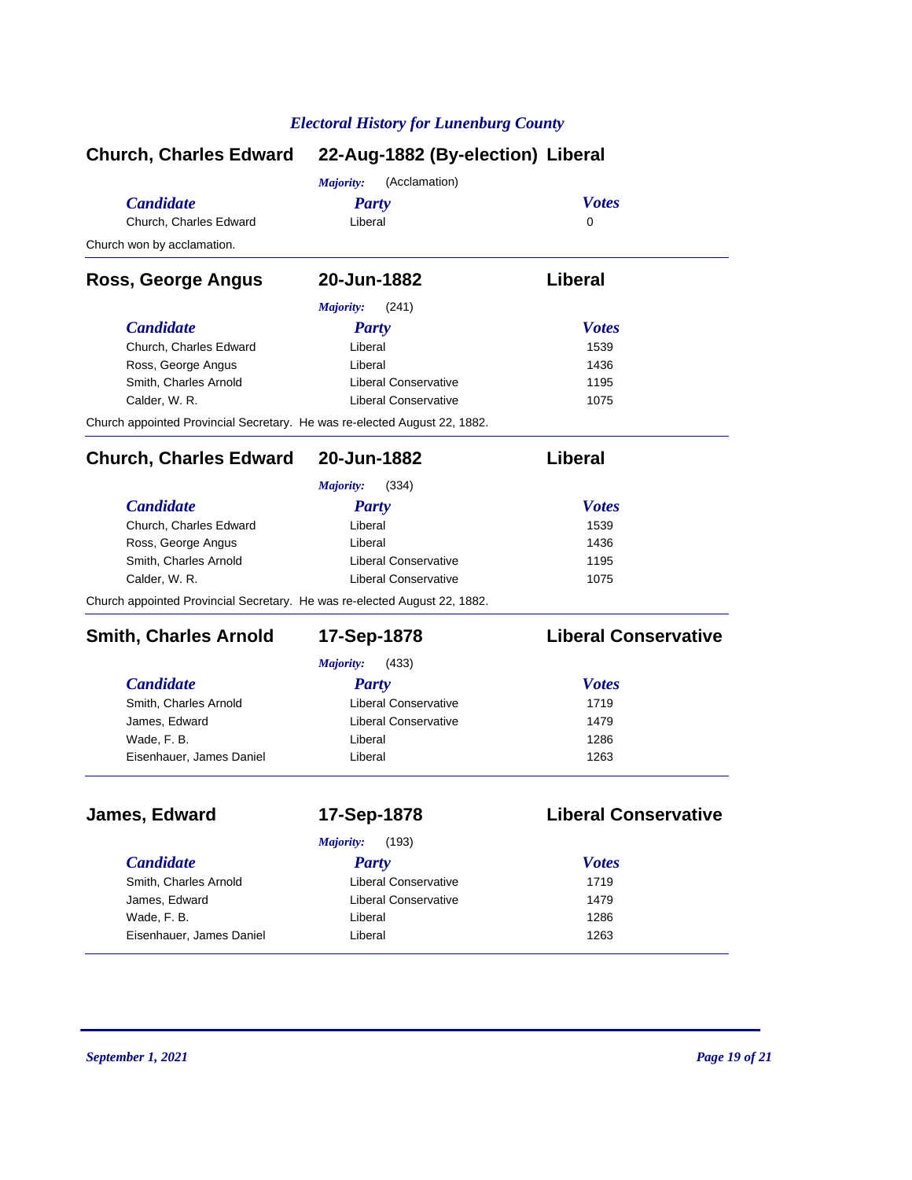### Church, Charles Edward — 22-Aug-1882 (By-election) — Liberal

*Majority:* (Acclamation)

| *Candidate* | *Party* | *Votes* |
|---|---|---|
| Church, Charles Edward | Liberal | 0 |

Church won by acclamation.

---

### Ross, George Angus — 20-Jun-1882 — Liberal

*Majority:* (241)

| *Candidate* | *Party* | *Votes* |
|---|---|---|
| Church, Charles Edward | Liberal | 1539 |
| Ross, George Angus | Liberal | 1436 |
| Smith, Charles Arnold | Liberal Conservative | 1195 |
| Calder, W. R. | Liberal Conservative | 1075 |

Church appointed Provincial Secretary. He was re-elected August 22, 1882.

---

### Church, Charles Edward — 20-Jun-1882 — Liberal

*Majority:* (334)

| *Candidate* | *Party* | *Votes* |
|---|---|---|
| Church, Charles Edward | Liberal | 1539 |
| Ross, George Angus | Liberal | 1436 |
| Smith, Charles Arnold | Liberal Conservative | 1195 |
| Calder, W. R. | Liberal Conservative | 1075 |

Church appointed Provincial Secretary. He was re-elected August 22, 1882.

---

### Smith, Charles Arnold — 17-Sep-1878 — Liberal Conservative

*Majority:* (433)

| *Candidate* | *Party* | *Votes* |
|---|---|---|
| Smith, Charles Arnold | Liberal Conservative | 1719 |
| James, Edward | Liberal Conservative | 1479 |
| Wade, F. B. | Liberal | 1286 |
| Eisenhauer, James Daniel | Liberal | 1263 |

---

### James, Edward — 17-Sep-1878 — Liberal Conservative

*Majority:* (193)

| *Candidate* | *Party* | *Votes* |
|---|---|---|
| Smith, Charles Arnold | Liberal Conservative | 1719 |
| James, Edward | Liberal Conservative | 1479 |
| Wade, F. B. | Liberal | 1286 |
| Eisenhauer, James Daniel | Liberal | 1263 |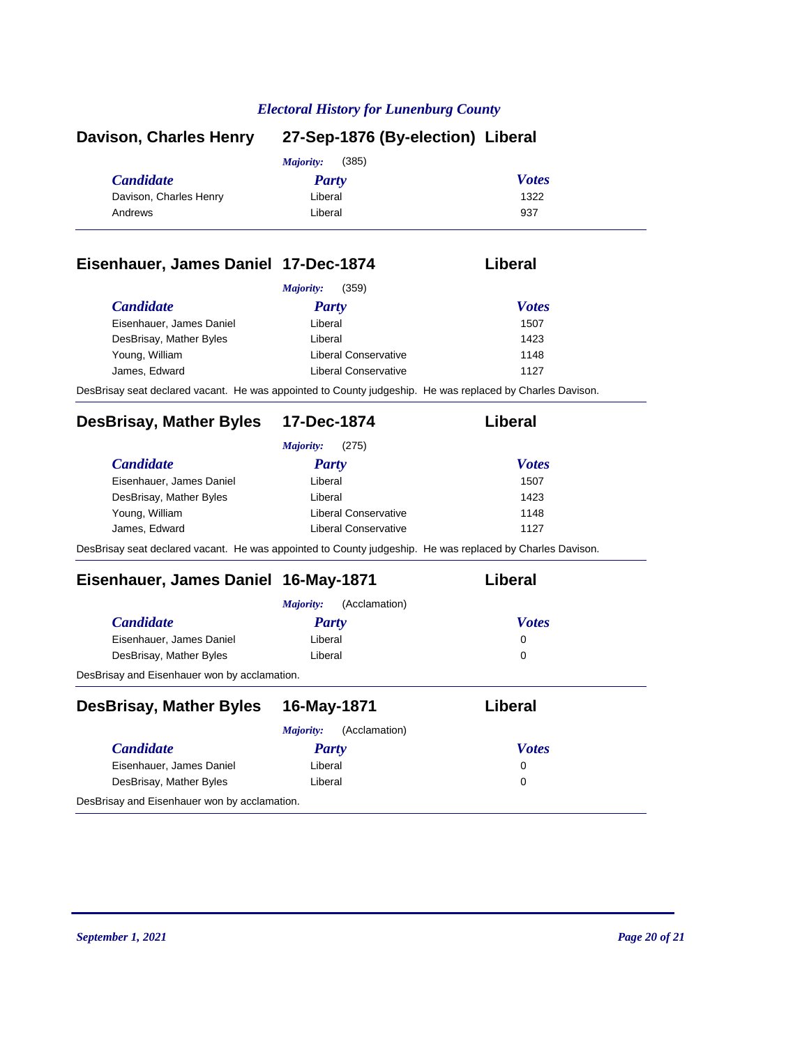## Davison, Charles Henry — 27-Sep-1876 (By-election) — Liberal

*Majority:* (385)

| *Candidate* | *Party* | *Votes* |
|---|---|---|
| Davison, Charles Henry | Liberal | 1322 |
| Andrews | Liberal | 937 |

## Eisenhauer, James Daniel — 17-Dec-1874 — Liberal

*Majority:* (359)

| *Candidate* | *Party* | *Votes* |
|---|---|---|
| Eisenhauer, James Daniel | Liberal | 1507 |
| DesBrisay, Mather Byles | Liberal | 1423 |
| Young, William | Liberal Conservative | 1148 |
| James, Edward | Liberal Conservative | 1127 |

DesBrisay seat declared vacant. He was appointed to County judgeship. He was replaced by Charles Davison.

## DesBrisay, Mather Byles — 17-Dec-1874 — Liberal

*Majority:* (275)

| *Candidate* | *Party* | *Votes* |
|---|---|---|
| Eisenhauer, James Daniel | Liberal | 1507 |
| DesBrisay, Mather Byles | Liberal | 1423 |
| Young, William | Liberal Conservative | 1148 |
| James, Edward | Liberal Conservative | 1127 |

DesBrisay seat declared vacant. He was appointed to County judgeship. He was replaced by Charles Davison.

## Eisenhauer, James Daniel — 16-May-1871 — Liberal

*Majority:* (Acclamation)

| *Candidate* | *Party* | *Votes* |
|---|---|---|
| Eisenhauer, James Daniel | Liberal | 0 |
| DesBrisay, Mather Byles | Liberal | 0 |

DesBrisay and Eisenhauer won by acclamation.

## DesBrisay, Mather Byles — 16-May-1871 — Liberal

*Majority:* (Acclamation)

| *Candidate* | *Party* | *Votes* |
|---|---|---|
| Eisenhauer, James Daniel | Liberal | 0 |
| DesBrisay, Mather Byles | Liberal | 0 |

DesBrisay and Eisenhauer won by acclamation.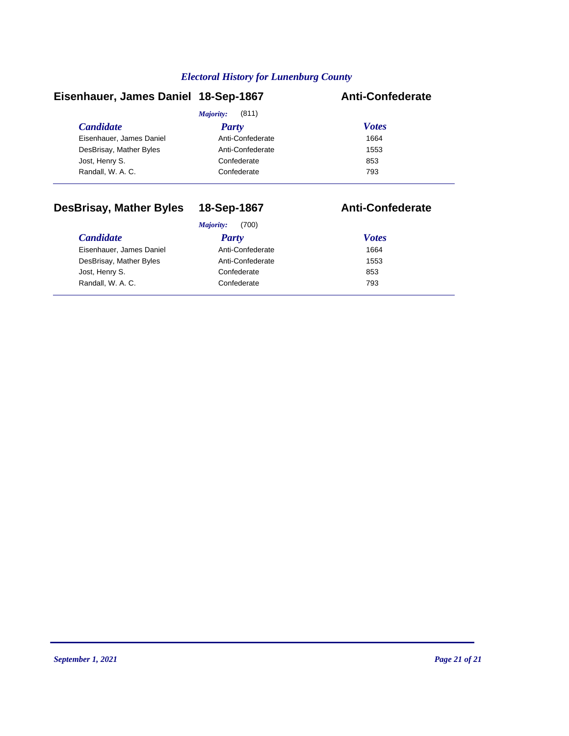*Electoral History for Lunenburg County*

## Eisenhauer, James Daniel 18-Sep-1867 Anti-Confederate

*Majority:* (811)

| *Candidate* | *Party* | *Votes* |
| --- | --- | --- |
| Eisenhauer, James Daniel | Anti-Confederate | 1664 |
| DesBrisay, Mather Byles | Anti-Confederate | 1553 |
| Jost, Henry S. | Confederate | 853 |
| Randall, W. A. C. | Confederate | 793 |

## DesBrisay, Mather Byles 18-Sep-1867 Anti-Confederate

*Majority:* (700)

| *Candidate* | *Party* | *Votes* |
| --- | --- | --- |
| Eisenhauer, James Daniel | Anti-Confederate | 1664 |
| DesBrisay, Mather Byles | Anti-Confederate | 1553 |
| Jost, Henry S. | Confederate | 853 |
| Randall, W. A. C. | Confederate | 793 |